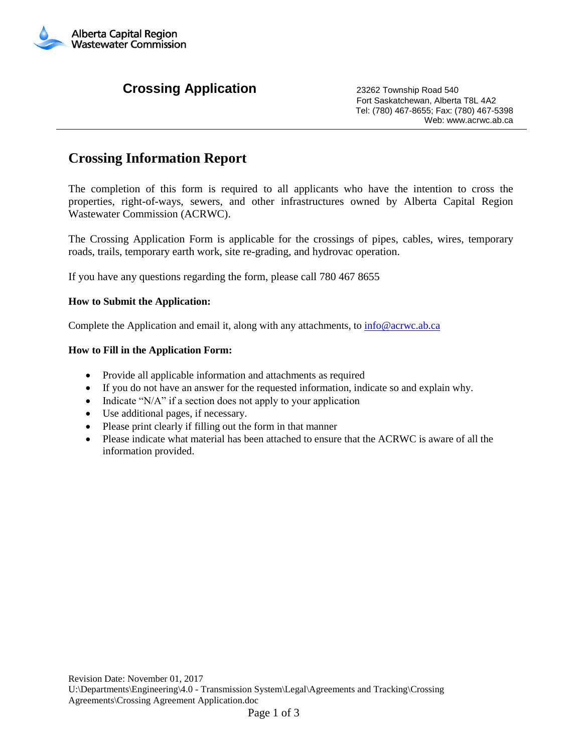Alberta Capital Region Wastewater Commission

# Crossing Application

23262 Township Road 540
Fort Saskatchewan, Alberta T8L 4A2
Tel: (780) 467-8655; Fax: (780) 467-5398
Web: www.acrwc.ab.ca

## Crossing Information Report

The completion of this form is required to all applicants who have the intention to cross the properties, right-of-ways, sewers, and other infrastructures owned by Alberta Capital Region Wastewater Commission (ACRWC).

The Crossing Application Form is applicable for the crossings of pipes, cables, wires, temporary roads, trails, temporary earth work, site re-grading, and hydrovac operation.

If you have any questions regarding the form, please call 780 467 8655

**How to Submit the Application:**

Complete the Application and email it, along with any attachments, to info@acrwc.ab.ca

**How to Fill in the Application Form:**

- Provide all applicable information and attachments as required
- If you do not have an answer for the requested information, indicate so and explain why.
- Indicate "N/A" if a section does not apply to your application
- Use additional pages, if necessary.
- Please print clearly if filling out the form in that manner
- Please indicate what material has been attached to ensure that the ACRWC is aware of all the information provided.

Revision Date: November 01, 2017
U:\Departments\Engineering\4.0 - Transmission System\Legal\Agreements and Tracking\Crossing Agreements\Crossing Agreement Application.doc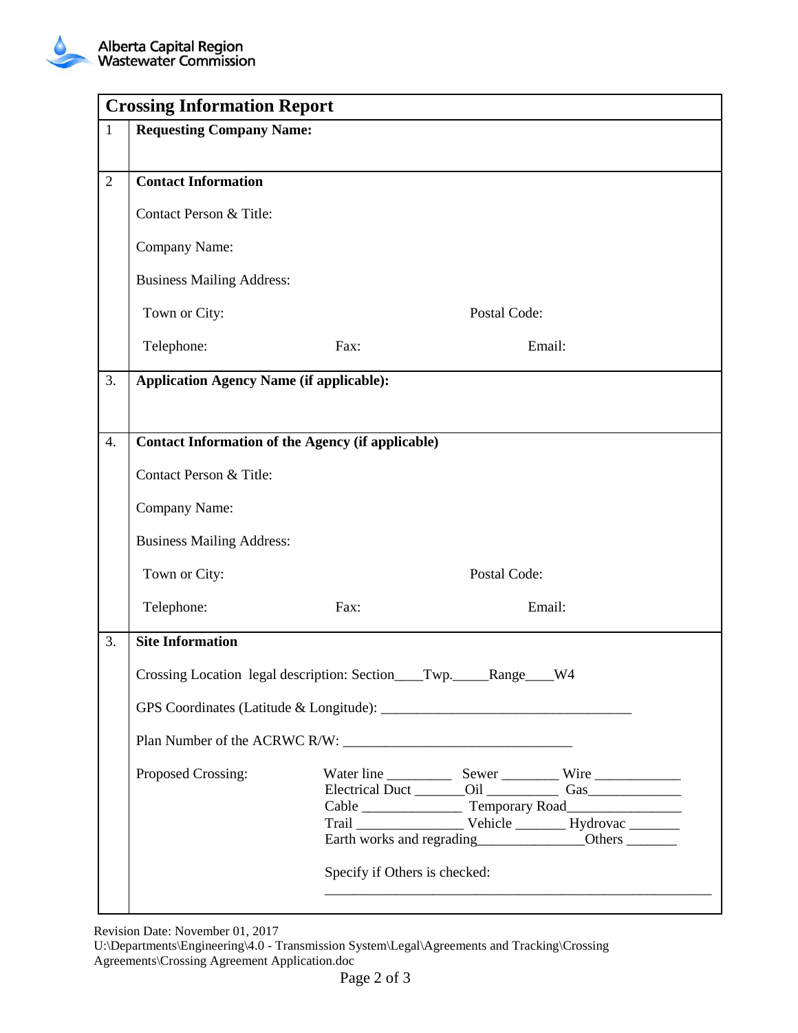Alberta Capital Region Wastewater Commission

| Crossing Information Report | |
|---|---|
| 1 | **Requesting Company Name:** |
| 2 | **Contact Information**<br><br>Contact Person & Title:<br><br>Company Name:<br><br>Business Mailing Address:<br><br>Town or City: Postal Code:<br><br>Telephone: Fax: Email: |
| 3. | **Application Agency Name (if applicable):** |
| 4. | **Contact Information of the Agency (if applicable)**<br><br>Contact Person & Title:<br><br>Company Name:<br><br>Business Mailing Address:<br><br>Town or City: Postal Code:<br><br>Telephone: Fax: Email: |
| 3. | **Site Information**<br><br>Crossing Location legal description: Section____Twp._____Range____W4<br><br>GPS Coordinates (Latitude & Longitude): ___________________________________<br><br>Plan Number of the ACRWC R/W: ________________________________<br><br>Proposed Crossing: Water line _________ Sewer ________ Wire ____________<br>Electrical Duct _______Oil __________ Gas_____________<br>Cable ______________ Temporary Road________________<br>Trail _______________ Vehicle _______ Hydrovac _______<br>Earth works and regrading_______________Others _______<br><br>Specify if Others is checked:<br>_______________________________________________________ |

Revision Date: November 01, 2017
U:\Departments\Engineering\4.0 - Transmission System\Legal\Agreements and Tracking\Crossing Agreements\Crossing Agreement Application.doc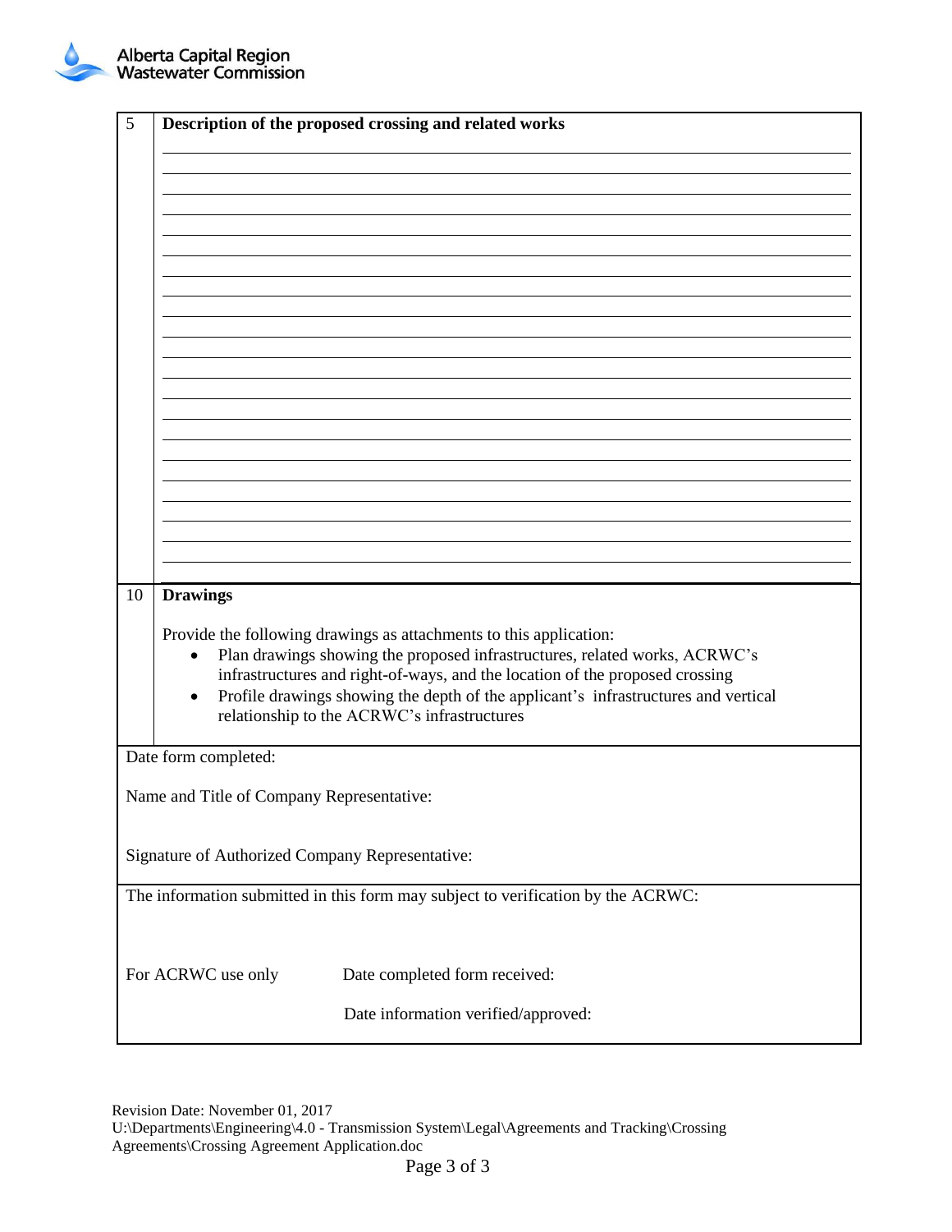| | |
|---|---|
| 5 | **Description of the proposed crossing and related works** |
| 10 | **Drawings**<br><br>Provide the following drawings as attachments to this application:<br>• Plan drawings showing the proposed infrastructures, related works, ACRWC's infrastructures and right-of-ways, and the location of the proposed crossing<br>• Profile drawings showing the depth of the applicant's infrastructures and vertical relationship to the ACRWC's infrastructures |

Date form completed:

Name and Title of Company Representative:

Signature of Authorized Company Representative:

The information submitted in this form may subject to verification by the ACRWC:

For ACRWC use only — Date completed form received:

Date information verified/approved:

Revision Date: November 01, 2017
U:\Departments\Engineering\4.0 - Transmission System\Legal\Agreements and Tracking\Crossing Agreements\Crossing Agreement Application.doc